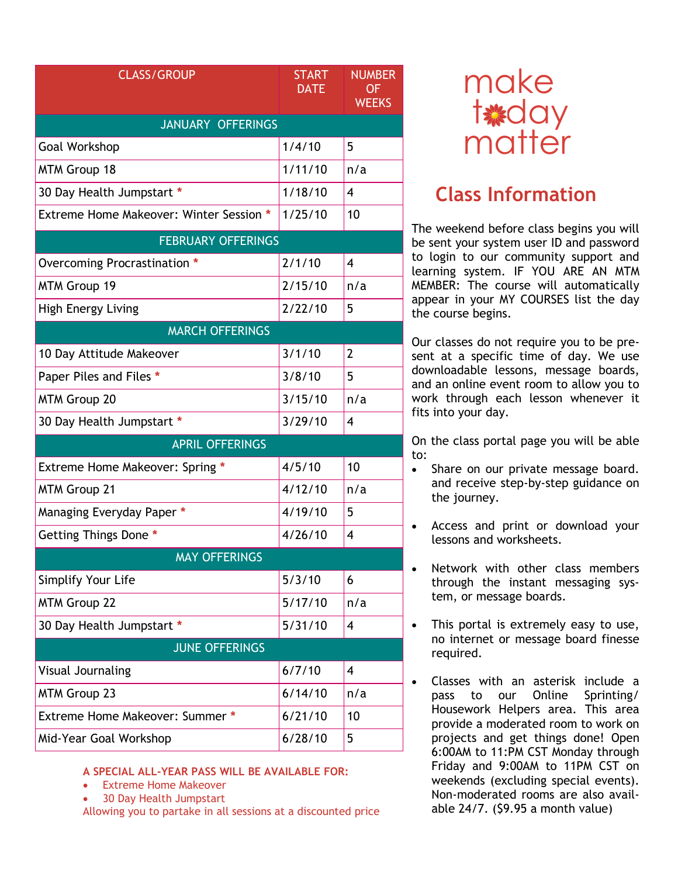| CLASS/GROUP | START DATE | NUMBER OF WEEKS |
|---|---|---|
| JANUARY OFFERINGS | | |
| Goal Workshop | 1/4/10 | 5 |
| MTM Group 18 | 1/11/10 | n/a |
| 30 Day Health Jumpstart * | 1/18/10 | 4 |
| Extreme Home Makeover: Winter Session * | 1/25/10 | 10 |
| FEBRUARY OFFERINGS | | |
| Overcoming Procrastination * | 2/1/10 | 4 |
| MTM Group 19 | 2/15/10 | n/a |
| High Energy Living | 2/22/10 | 5 |
| MARCH OFFERINGS | | |
| 10 Day Attitude Makeover | 3/1/10 | 2 |
| Paper Piles and Files * | 3/8/10 | 5 |
| MTM Group 20 | 3/15/10 | n/a |
| 30 Day Health Jumpstart * | 3/29/10 | 4 |
| APRIL OFFERINGS | | |
| Extreme Home Makeover: Spring * | 4/5/10 | 10 |
| MTM Group 21 | 4/12/10 | n/a |
| Managing Everyday Paper * | 4/19/10 | 5 |
| Getting Things Done * | 4/26/10 | 4 |
| MAY OFFERINGS | | |
| Simplify Your Life | 5/3/10 | 6 |
| MTM Group 22 | 5/17/10 | n/a |
| 30 Day Health Jumpstart * | 5/31/10 | 4 |
| JUNE OFFERINGS | | |
| Visual Journaling | 6/7/10 | 4 |
| MTM Group 23 | 6/14/10 | n/a |
| Extreme Home Makeover: Summer * | 6/21/10 | 10 |
| Mid-Year Goal Workshop | 6/28/10 | 5 |

**A SPECIAL ALL-YEAR PASS WILL BE AVAILABLE FOR:**

- Extreme Home Makeover
- 30 Day Health Jumpstart

Allowing you to partake in all sessions at a discounted price

make today matter

## Class Information

The weekend before class begins you will be sent your system user ID and password to login to our community support and learning system. IF YOU ARE AN MTM MEMBER: The course will automatically appear in your MY COURSES list the day the course begins.

Our classes do not require you to be present at a specific time of day. We use downloadable lessons, message boards, and an online event room to allow you to work through each lesson whenever it fits into your day.

On the class portal page you will be able to:

- Share on our private message board. and receive step-by-step guidance on the journey.
- Access and print or download your lessons and worksheets.
- Network with other class members through the instant messaging system, or message boards.
- This portal is extremely easy to use, no internet or message board finesse required.
- Classes with an asterisk include a pass to our Online Sprinting/ Housework Helpers area. This area provide a moderated room to work on projects and get things done! Open 6:00AM to 11:PM CST Monday through Friday and 9:00AM to 11PM CST on weekends (excluding special events). Non-moderated rooms are also available 24/7. ($9.95 a month value)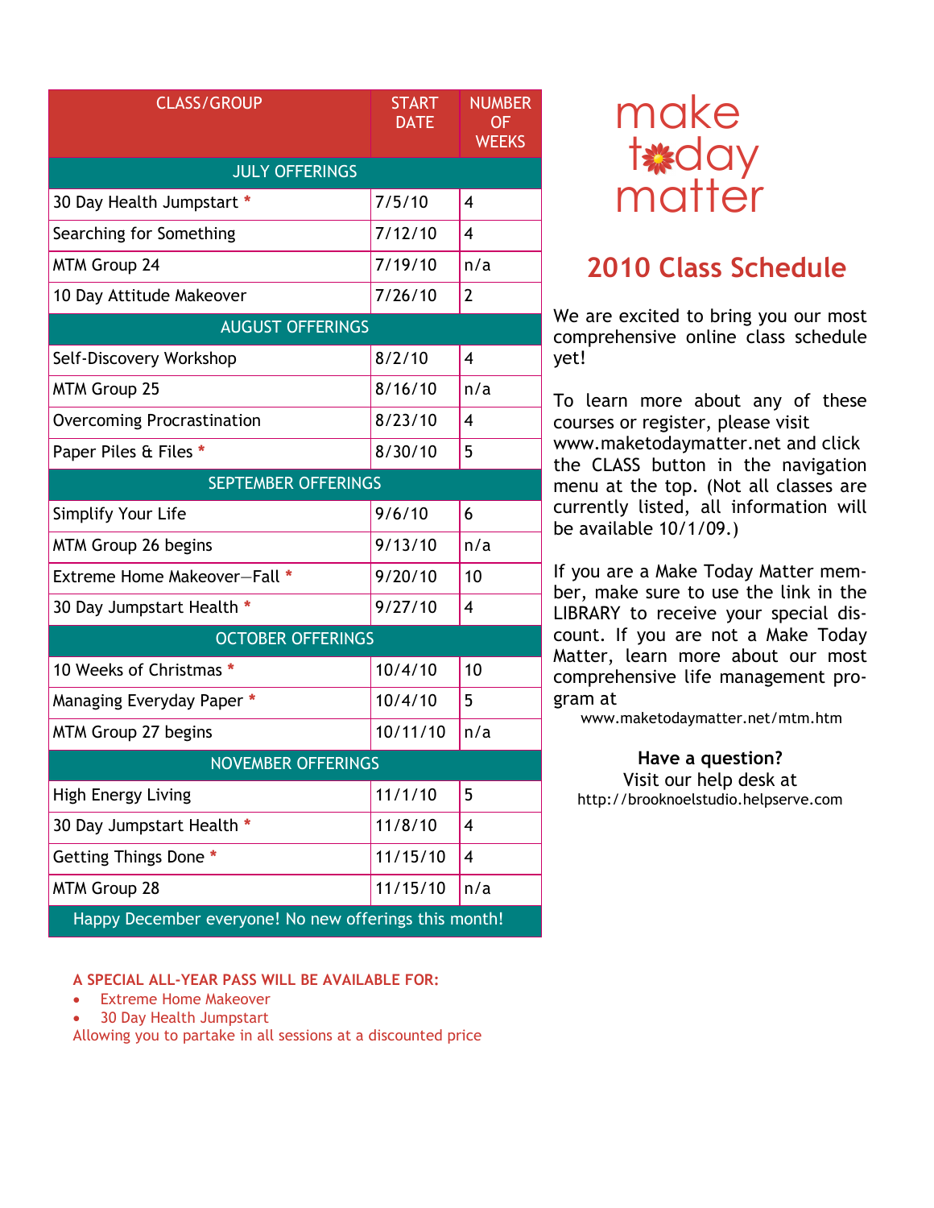make today matter

## 2010 Class Schedule

We are excited to bring you our most comprehensive online class schedule yet!

To learn more about any of these courses or register, please visit www.maketodaymatter.net and click the CLASS button in the navigation menu at the top. (Not all classes are currently listed, all information will be available 10/1/09.)

If you are a Make Today Matter member, make sure to use the link in the LIBRARY to receive your special discount. If you are not a Make Today Matter, learn more about our most comprehensive life management program at www.maketodaymatter.net/mtm.htm

**Have a question?**
Visit our help desk at
http://brooknoelstudio.helpserve.com

| CLASS/GROUP | START DATE | NUMBER OF WEEKS |
|---|---|---|
| JULY OFFERINGS | | |
| 30 Day Health Jumpstart * | 7/5/10 | 4 |
| Searching for Something | 7/12/10 | 4 |
| MTM Group 24 | 7/19/10 | n/a |
| 10 Day Attitude Makeover | 7/26/10 | 2 |
| AUGUST OFFERINGS | | |
| Self-Discovery Workshop | 8/2/10 | 4 |
| MTM Group 25 | 8/16/10 | n/a |
| Overcoming Procrastination | 8/23/10 | 4 |
| Paper Piles & Files * | 8/30/10 | 5 |
| SEPTEMBER OFFERINGS | | |
| Simplify Your Life | 9/6/10 | 6 |
| MTM Group 26 begins | 9/13/10 | n/a |
| Extreme Home Makeover—Fall * | 9/20/10 | 10 |
| 30 Day Jumpstart Health * | 9/27/10 | 4 |
| OCTOBER OFFERINGS | | |
| 10 Weeks of Christmas * | 10/4/10 | 10 |
| Managing Everyday Paper * | 10/4/10 | 5 |
| MTM Group 27 begins | 10/11/10 | n/a |
| NOVEMBER OFFERINGS | | |
| High Energy Living | 11/1/10 | 5 |
| 30 Day Jumpstart Health * | 11/8/10 | 4 |
| Getting Things Done * | 11/15/10 | 4 |
| MTM Group 28 | 11/15/10 | n/a |
| Happy December everyone! No new offerings this month! | | |

**A SPECIAL ALL-YEAR PASS WILL BE AVAILABLE FOR:**

- Extreme Home Makeover
- 30 Day Health Jumpstart

Allowing you to partake in all sessions at a discounted price